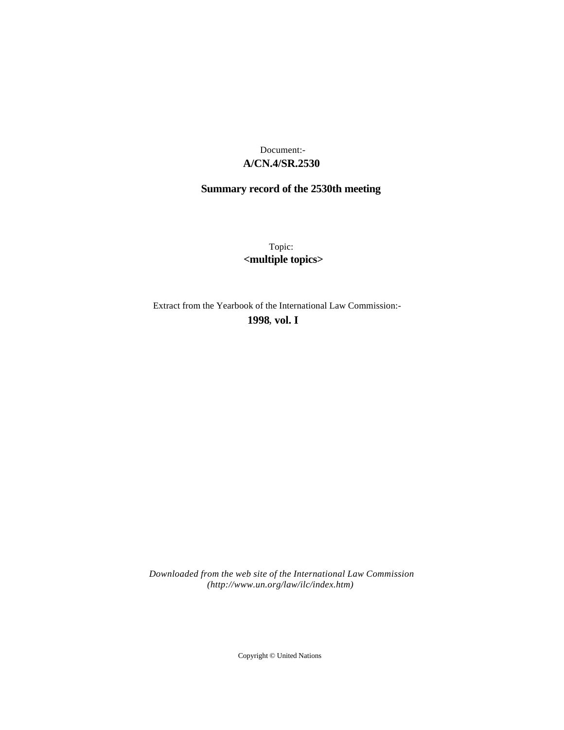Document:-

**A/CN.4/SR.2530**

**Summary record of the 2530th meeting**

Topic:

**<multiple topics>**

Extract from the Yearbook of the International Law Commission:-

**1998, vol. I**

*Downloaded from the web site of the International Law Commission (http://www.un.org/law/ilc/index.htm)*

Copyright © United Nations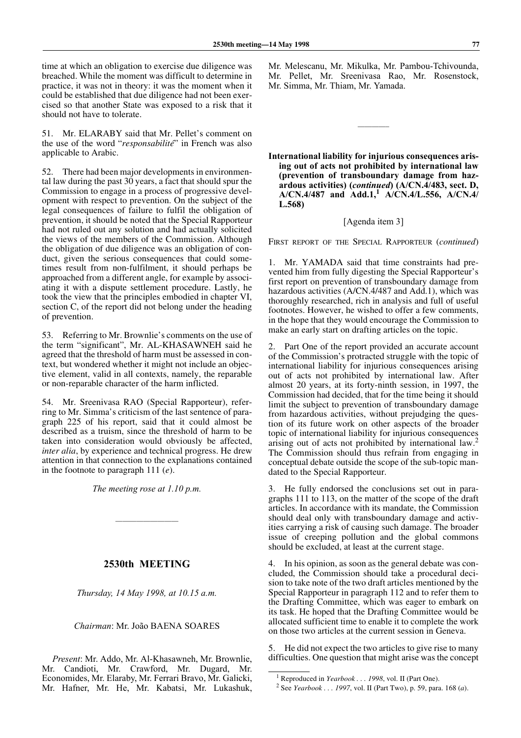time at which an obligation to exercise due diligence was breached. While the moment was difficult to determine in practice, it was not in theory: it was the moment when it could be established that due diligence had not been exercised so that another State was exposed to a risk that it should not have to tolerate.

51. Mr. ELARABY said that Mr. Pellet's comment on the use of the word "*responsabilité*" in French was also applicable to Arabic.

52. There had been major developments in environmental law during the past 30 years, a fact that should spur the Commission to engage in a process of progressive development with respect to prevention. On the subject of the legal consequences of failure to fulfil the obligation of prevention, it should be noted that the Special Rapporteur had not ruled out any solution and had actually solicited the views of the members of the Commission. Although the obligation of due diligence was an obligation of conduct, given the serious consequences that could sometimes result from non-fulfilment, it should perhaps be approached from a different angle, for example by associating it with a dispute settlement procedure. Lastly, he took the view that the principles embodied in chapter VI, section C, of the report did not belong under the heading of prevention.

53. Referring to Mr. Brownlie's comments on the use of the term "significant", Mr. AL-KHASAWNEH said he agreed that the threshold of harm must be assessed in context, but wondered whether it might not include an objective element, valid in all contexts, namely, the reparable or non-reparable character of the harm inflicted.

54. Mr. Sreenivasa RAO (Special Rapporteur), referring to Mr. Simma's criticism of the last sentence of paragraph 225 of his report, said that it could almost be described as a truism, since the threshold of harm to be taken into consideration would obviously be affected, *inter alia*, by experience and technical progress. He drew attention in that connection to the explanations contained in the footnote to paragraph 111 (*e*).

*The meeting rose at 1.10 p.m.*

---

## 2530th MEETING

*Thursday, 14 May 1998, at 10.15 a.m.*

*Chairman*: Mr. João BAENA SOARES

*Present*: Mr. Addo, Mr. Al-Khasawneh, Mr. Brownlie, Mr. Candioti, Mr. Crawford, Mr. Dugard, Mr. Economides, Mr. Elaraby, Mr. Ferrari Bravo, Mr. Galicki, Mr. Hafner, Mr. He, Mr. Kabatsi, Mr. Lukashuk, Mr. Melescanu, Mr. Mikulka, Mr. Pambou-Tchivounda, Mr. Pellet, Mr. Sreenivasa Rao, Mr. Rosenstock, Mr. Simma, Mr. Thiam, Mr. Yamada.

---

**International liability for injurious consequences arising out of acts not prohibited by international law (prevention of transboundary damage from hazardous activities) (*continued*) (A/CN.4/483, sect. D, A/CN.4/487 and Add.1,[1] A/CN.4/L.556, A/CN.4/L.568)**

[Agenda item 3]

FIRST REPORT OF THE SPECIAL RAPPORTEUR (*continued*)

1. Mr. YAMADA said that time constraints had prevented him from fully digesting the Special Rapporteur's first report on prevention of transboundary damage from hazardous activities (A/CN.4/487 and Add.1), which was thoroughly researched, rich in analysis and full of useful footnotes. However, he wished to offer a few comments, in the hope that they would encourage the Commission to make an early start on drafting articles on the topic.

2. Part One of the report provided an accurate account of the Commission's protracted struggle with the topic of international liability for injurious consequences arising out of acts not prohibited by international law. After almost 20 years, at its forty-ninth session, in 1997, the Commission had decided, that for the time being it should limit the subject to prevention of transboundary damage from hazardous activities, without prejudging the question of its future work on other aspects of the broader topic of international liability for injurious consequences arising out of acts not prohibited by international law.[2] The Commission should thus refrain from engaging in conceptual debate outside the scope of the sub-topic mandated to the Special Rapporteur.

3. He fully endorsed the conclusions set out in paragraphs 111 to 113, on the matter of the scope of the draft articles. In accordance with its mandate, the Commission should deal only with transboundary damage and activities carrying a risk of causing such damage. The broader issue of creeping pollution and the global commons should be excluded, at least at the current stage.

4. In his opinion, as soon as the general debate was concluded, the Commission should take a procedural decision to take note of the two draft articles mentioned by the Special Rapporteur in paragraph 112 and to refer them to the Drafting Committee, which was eager to embark on its task. He hoped that the Drafting Committee would be allocated sufficient time to enable it to complete the work on those two articles at the current session in Geneva.

5. He did not expect the two articles to give rise to many difficulties. One question that might arise was the concept

---

[1] Reproduced in *Yearbook . . . 1998*, vol. II (Part One).

[2] See *Yearbook . . . 1997*, vol. II (Part Two), p. 59, para. 168 (*a*).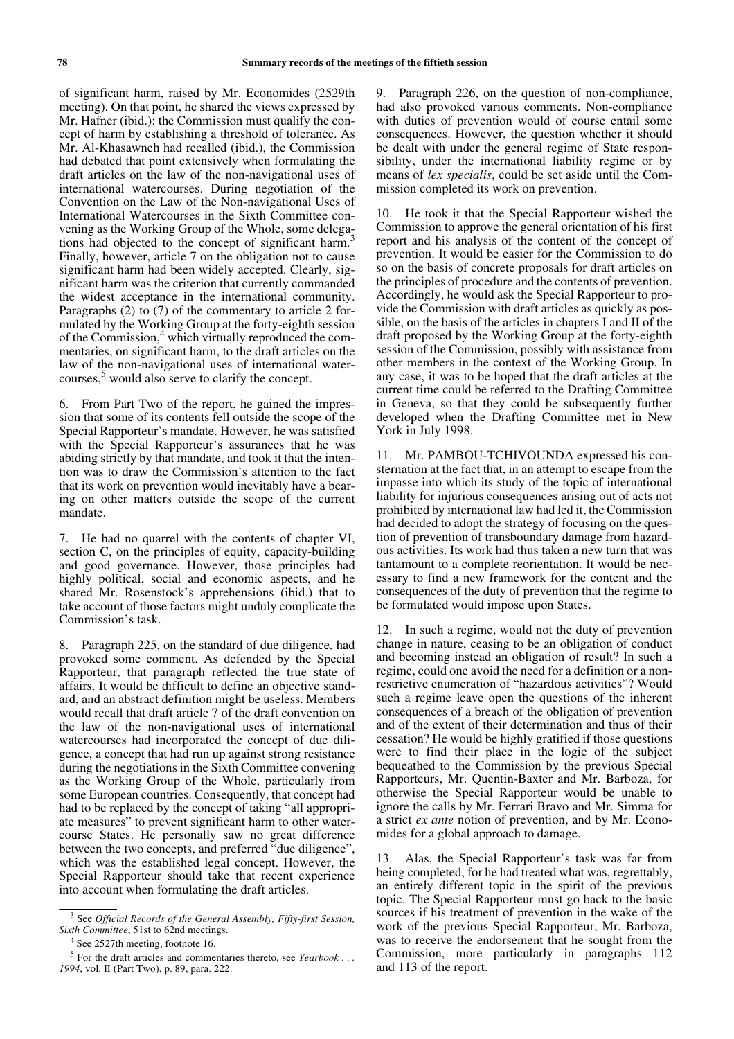of significant harm, raised by Mr. Economides (2529th meeting). On that point, he shared the views expressed by Mr. Hafner (ibid.): the Commission must qualify the concept of harm by establishing a threshold of tolerance. As Mr. Al-Khasawneh had recalled (ibid.), the Commission had debated that point extensively when formulating the draft articles on the law of the non-navigational uses of international watercourses. During negotiation of the Convention on the Law of the Non-navigational Uses of International Watercourses in the Sixth Committee convening as the Working Group of the Whole, some delegations had objected to the concept of significant harm.[3] Finally, however, article 7 on the obligation not to cause significant harm had been widely accepted. Clearly, significant harm was the criterion that currently commanded the widest acceptance in the international community. Paragraphs (2) to (7) of the commentary to article 2 formulated by the Working Group at the forty-eighth session of the Commission,[4] which virtually reproduced the commentaries, on significant harm, to the draft articles on the law of the non-navigational uses of international watercourses,[5] would also serve to clarify the concept.

6. From Part Two of the report, he gained the impression that some of its contents fell outside the scope of the Special Rapporteur's mandate. However, he was satisfied with the Special Rapporteur's assurances that he was abiding strictly by that mandate, and took it that the intention was to draw the Commission's attention to the fact that its work on prevention would inevitably have a bearing on other matters outside the scope of the current mandate.

7. He had no quarrel with the contents of chapter VI, section C, on the principles of equity, capacity-building and good governance. However, those principles had highly political, social and economic aspects, and he shared Mr. Rosenstock's apprehensions (ibid.) that to take account of those factors might unduly complicate the Commission's task.

8. Paragraph 225, on the standard of due diligence, had provoked some comment. As defended by the Special Rapporteur, that paragraph reflected the true state of affairs. It would be difficult to define an objective standard, and an abstract definition might be useless. Members would recall that draft article 7 of the draft convention on the law of the non-navigational uses of international watercourses had incorporated the concept of due diligence, a concept that had run up against strong resistance during the negotiations in the Sixth Committee convening as the Working Group of the Whole, particularly from some European countries. Consequently, that concept had had to be replaced by the concept of taking "all appropriate measures" to prevent significant harm to other watercourse States. He personally saw no great difference between the two concepts, and preferred "due diligence", which was the established legal concept. However, the Special Rapporteur should take that recent experience into account when formulating the draft articles.

9. Paragraph 226, on the question of non-compliance, had also provoked various comments. Non-compliance with duties of prevention would of course entail some consequences. However, the question whether it should be dealt with under the general regime of State responsibility, under the international liability regime or by means of *lex specialis*, could be set aside until the Commission completed its work on prevention.

10. He took it that the Special Rapporteur wished the Commission to approve the general orientation of his first report and his analysis of the content of the concept of prevention. It would be easier for the Commission to do so on the basis of concrete proposals for draft articles on the principles of procedure and the contents of prevention. Accordingly, he would ask the Special Rapporteur to provide the Commission with draft articles as quickly as possible, on the basis of the articles in chapters I and II of the draft proposed by the Working Group at the forty-eighth session of the Commission, possibly with assistance from other members in the context of the Working Group. In any case, it was to be hoped that the draft articles at the current time could be referred to the Drafting Committee in Geneva, so that they could be subsequently further developed when the Drafting Committee met in New York in July 1998.

11. Mr. PAMBOU-TCHIVOUNDA expressed his consternation at the fact that, in an attempt to escape from the impasse into which its study of the topic of international liability for injurious consequences arising out of acts not prohibited by international law had led it, the Commission had decided to adopt the strategy of focusing on the question of prevention of transboundary damage from hazardous activities. Its work had thus taken a new turn that was tantamount to a complete reorientation. It would be necessary to find a new framework for the content and the consequences of the duty of prevention that the regime to be formulated would impose upon States.

12. In such a regime, would not the duty of prevention change in nature, ceasing to be an obligation of conduct and becoming instead an obligation of result? In such a regime, could one avoid the need for a definition or a non-restrictive enumeration of "hazardous activities"? Would such a regime leave open the questions of the inherent consequences of a breach of the obligation of prevention and of the extent of their determination and thus of their cessation? He would be highly gratified if those questions were to find their place in the logic of the subject bequeathed to the Commission by the previous Special Rapporteurs, Mr. Quentin-Baxter and Mr. Barboza, for otherwise the Special Rapporteur would be unable to ignore the calls by Mr. Ferrari Bravo and Mr. Simma for a strict *ex ante* notion of prevention, and by Mr. Economides for a global approach to damage.

13. Alas, the Special Rapporteur's task was far from being completed, for he had treated what was, regrettably, an entirely different topic in the spirit of the previous topic. The Special Rapporteur must go back to the basic sources if his treatment of prevention in the wake of the work of the previous Special Rapporteur, Mr. Barboza, was to receive the endorsement that he sought from the Commission, more particularly in paragraphs 112 and 113 of the report.

---

[3] See *Official Records of the General Assembly, Fifty-first Session, Sixth Committee*, 51st to 62nd meetings.

[4] See 2527th meeting, footnote 16.

[5] For the draft articles and commentaries thereto, see *Yearbook . . . 1994*, vol. II (Part Two), p. 89, para. 222.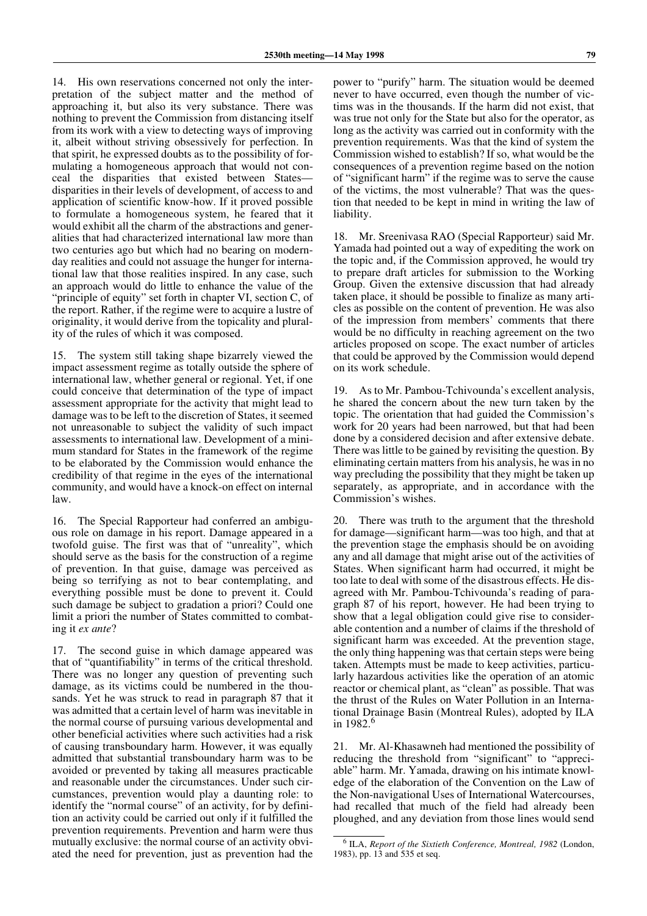14. His own reservations concerned not only the interpretation of the subject matter and the method of approaching it, but also its very substance. There was nothing to prevent the Commission from distancing itself from its work with a view to detecting ways of improving it, albeit without striving obsessively for perfection. In that spirit, he expressed doubts as to the possibility of formulating a homogeneous approach that would not conceal the disparities that existed between States—disparities in their levels of development, of access to and application of scientific know-how. If it proved possible to formulate a homogeneous system, he feared that it would exhibit all the charm of the abstractions and generalities that had characterized international law more than two centuries ago but which had no bearing on modern-day realities and could not assuage the hunger for international law that those realities inspired. In any case, such an approach would do little to enhance the value of the "principle of equity" set forth in chapter VI, section C, of the report. Rather, if the regime were to acquire a lustre of originality, it would derive from the topicality and plurality of the rules of which it was composed.

15. The system still taking shape bizarrely viewed the impact assessment regime as totally outside the sphere of international law, whether general or regional. Yet, if one could conceive that determination of the type of impact assessment appropriate for the activity that might lead to damage was to be left to the discretion of States, it seemed not unreasonable to subject the validity of such impact assessments to international law. Development of a minimum standard for States in the framework of the regime to be elaborated by the Commission would enhance the credibility of that regime in the eyes of the international community, and would have a knock-on effect on internal law.

16. The Special Rapporteur had conferred an ambiguous role on damage in his report. Damage appeared in a twofold guise. The first was that of "unreality", which should serve as the basis for the construction of a regime of prevention. In that guise, damage was perceived as being so terrifying as not to bear contemplating, and everything possible must be done to prevent it. Could such damage be subject to gradation a priori? Could one limit a priori the number of States committed to combating it *ex ante*?

17. The second guise in which damage appeared was that of "quantifiability" in terms of the critical threshold. There was no longer any question of preventing such damage, as its victims could be numbered in the thousands. Yet he was struck to read in paragraph 87 that it was admitted that a certain level of harm was inevitable in the normal course of pursuing various developmental and other beneficial activities where such activities had a risk of causing transboundary harm. However, it was equally admitted that substantial transboundary harm was to be avoided or prevented by taking all measures practicable and reasonable under the circumstances. Under such circumstances, prevention would play a daunting role: to identify the "normal course" of an activity, for by definition an activity could be carried out only if it fulfilled the prevention requirements. Prevention and harm were thus mutually exclusive: the normal course of an activity obviated the need for prevention, just as prevention had the power to "purify" harm. The situation would be deemed never to have occurred, even though the number of victims was in the thousands. If the harm did not exist, that was true not only for the State but also for the operator, as long as the activity was carried out in conformity with the prevention requirements. Was that the kind of system the Commission wished to establish? If so, what would be the consequences of a prevention regime based on the notion of "significant harm" if the regime was to serve the cause of the victims, the most vulnerable? That was the question that needed to be kept in mind in writing the law of liability.

18. Mr. Sreenivasa RAO (Special Rapporteur) said Mr. Yamada had pointed out a way of expediting the work on the topic and, if the Commission approved, he would try to prepare draft articles for submission to the Working Group. Given the extensive discussion that had already taken place, it should be possible to finalize as many articles as possible on the content of prevention. He was also of the impression from members' comments that there would be no difficulty in reaching agreement on the two articles proposed on scope. The exact number of articles that could be approved by the Commission would depend on its work schedule.

19. As to Mr. Pambou-Tchivounda's excellent analysis, he shared the concern about the new turn taken by the topic. The orientation that had guided the Commission's work for 20 years had been narrowed, but that had been done by a considered decision and after extensive debate. There was little to be gained by revisiting the question. By eliminating certain matters from his analysis, he was in no way precluding the possibility that they might be taken up separately, as appropriate, and in accordance with the Commission's wishes.

20. There was truth to the argument that the threshold for damage—significant harm—was too high, and that at the prevention stage the emphasis should be on avoiding any and all damage that might arise out of the activities of States. When significant harm had occurred, it might be too late to deal with some of the disastrous effects. He disagreed with Mr. Pambou-Tchivounda's reading of paragraph 87 of his report, however. He had been trying to show that a legal obligation could give rise to considerable contention and a number of claims if the threshold of significant harm was exceeded. At the prevention stage, the only thing happening was that certain steps were being taken. Attempts must be made to keep activities, particularly hazardous activities like the operation of an atomic reactor or chemical plant, as "clean" as possible. That was the thrust of the Rules on Water Pollution in an International Drainage Basin (Montreal Rules), adopted by ILA in 1982.[6]

21. Mr. Al-Khasawneh had mentioned the possibility of reducing the threshold from "significant" to "appreciable" harm. Mr. Yamada, drawing on his intimate knowledge of the elaboration of the Convention on the Law of the Non-navigational Uses of International Watercourses, had recalled that much of the field had already been ploughed, and any deviation from those lines would send

[6] ILA, *Report of the Sixtieth Conference, Montreal, 1982* (London, 1983), pp. 13 and 535 et seq.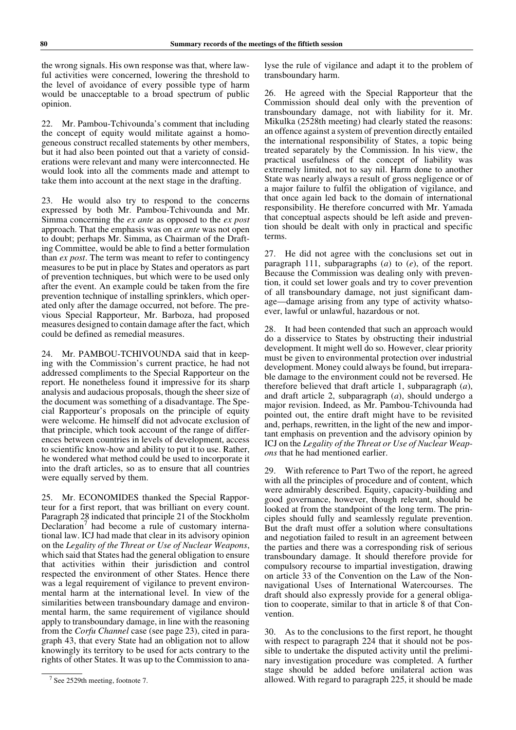the wrong signals. His own response was that, where lawful activities were concerned, lowering the threshold to the level of avoidance of every possible type of harm would be unacceptable to a broad spectrum of public opinion.

22. Mr. Pambou-Tchivounda's comment that including the concept of equity would militate against a homogeneous construct recalled statements by other members, but it had also been pointed out that a variety of considerations were relevant and many were interconnected. He would look into all the comments made and attempt to take them into account at the next stage in the drafting.

23. He would also try to respond to the concerns expressed by both Mr. Pambou-Tchivounda and Mr. Simma concerning the *ex ante* as opposed to the *ex post* approach. That the emphasis was on *ex ante* was not open to doubt; perhaps Mr. Simma, as Chairman of the Drafting Committee, would be able to find a better formulation than *ex post*. The term was meant to refer to contingency measures to be put in place by States and operators as part of prevention techniques, but which were to be used only after the event. An example could be taken from the fire prevention technique of installing sprinklers, which operated only after the damage occurred, not before. The previous Special Rapporteur, Mr. Barboza, had proposed measures designed to contain damage after the fact, which could be defined as remedial measures.

24. Mr. PAMBOU-TCHIVOUNDA said that in keeping with the Commission's current practice, he had not addressed compliments to the Special Rapporteur on the report. He nonetheless found it impressive for its sharp analysis and audacious proposals, though the sheer size of the document was something of a disadvantage. The Special Rapporteur's proposals on the principle of equity were welcome. He himself did not advocate exclusion of that principle, which took account of the range of differences between countries in levels of development, access to scientific know-how and ability to put it to use. Rather, he wondered what method could be used to incorporate it into the draft articles, so as to ensure that all countries were equally served by them.

25. Mr. ECONOMIDES thanked the Special Rapporteur for a first report, that was brilliant on every count. Paragraph 28 indicated that principle 21 of the Stockholm Declaration[7] had become a rule of customary international law. ICJ had made that clear in its advisory opinion on the *Legality of the Threat or Use of Nuclear Weapons*, which said that States had the general obligation to ensure that activities within their jurisdiction and control respected the environment of other States. Hence there was a legal requirement of vigilance to prevent environmental harm at the international level. In view of the similarities between transboundary damage and environmental harm, the same requirement of vigilance should apply to transboundary damage, in line with the reasoning from the *Corfu Channel* case (see page 23), cited in paragraph 43, that every State had an obligation not to allow knowingly its territory to be used for acts contrary to the rights of other States. It was up to the Commission to analyse the rule of vigilance and adapt it to the problem of transboundary harm.

26. He agreed with the Special Rapporteur that the Commission should deal only with the prevention of transboundary damage, not with liability for it. Mr. Mikulka (2528th meeting) had clearly stated the reasons: an offence against a system of prevention directly entailed the international responsibility of States, a topic being treated separately by the Commission. In his view, the practical usefulness of the concept of liability was extremely limited, not to say nil. Harm done to another State was nearly always a result of gross negligence or of a major failure to fulfil the obligation of vigilance, and that once again led back to the domain of international responsibility. He therefore concurred with Mr. Yamada that conceptual aspects should be left aside and prevention should be dealt with only in practical and specific terms.

27. He did not agree with the conclusions set out in paragraph 111, subparagraphs (*a*) to (*e*), of the report. Because the Commission was dealing only with prevention, it could set lower goals and try to cover prevention of all transboundary damage, not just significant damage—damage arising from any type of activity whatsoever, lawful or unlawful, hazardous or not.

28. It had been contended that such an approach would do a disservice to States by obstructing their industrial development. It might well do so. However, clear priority must be given to environmental protection over industrial development. Money could always be found, but irreparable damage to the environment could not be reversed. He therefore believed that draft article 1, subparagraph (*a*), and draft article 2, subparagraph (*a*), should undergo a major revision. Indeed, as Mr. Pambou-Tchivounda had pointed out, the entire draft might have to be revisited and, perhaps, rewritten, in the light of the new and important emphasis on prevention and the advisory opinion by ICJ on the *Legality of the Threat or Use of Nuclear Weapons* that he had mentioned earlier.

29. With reference to Part Two of the report, he agreed with all the principles of procedure and of content, which were admirably described. Equity, capacity-building and good governance, however, though relevant, should be looked at from the standpoint of the long term. The principles should fully and seamlessly regulate prevention. But the draft must offer a solution where consultations and negotiation failed to result in an agreement between the parties and there was a corresponding risk of serious transboundary damage. It should therefore provide for compulsory recourse to impartial investigation, drawing on article 33 of the Convention on the Law of the Non-navigational Uses of International Watercourses. The draft should also expressly provide for a general obligation to cooperate, similar to that in article 8 of that Convention.

30. As to the conclusions to the first report, he thought with respect to paragraph 224 that it should not be possible to undertake the disputed activity until the preliminary investigation procedure was completed. A further stage should be added before unilateral action was allowed. With regard to paragraph 225, it should be made

[7] See 2529th meeting, footnote 7.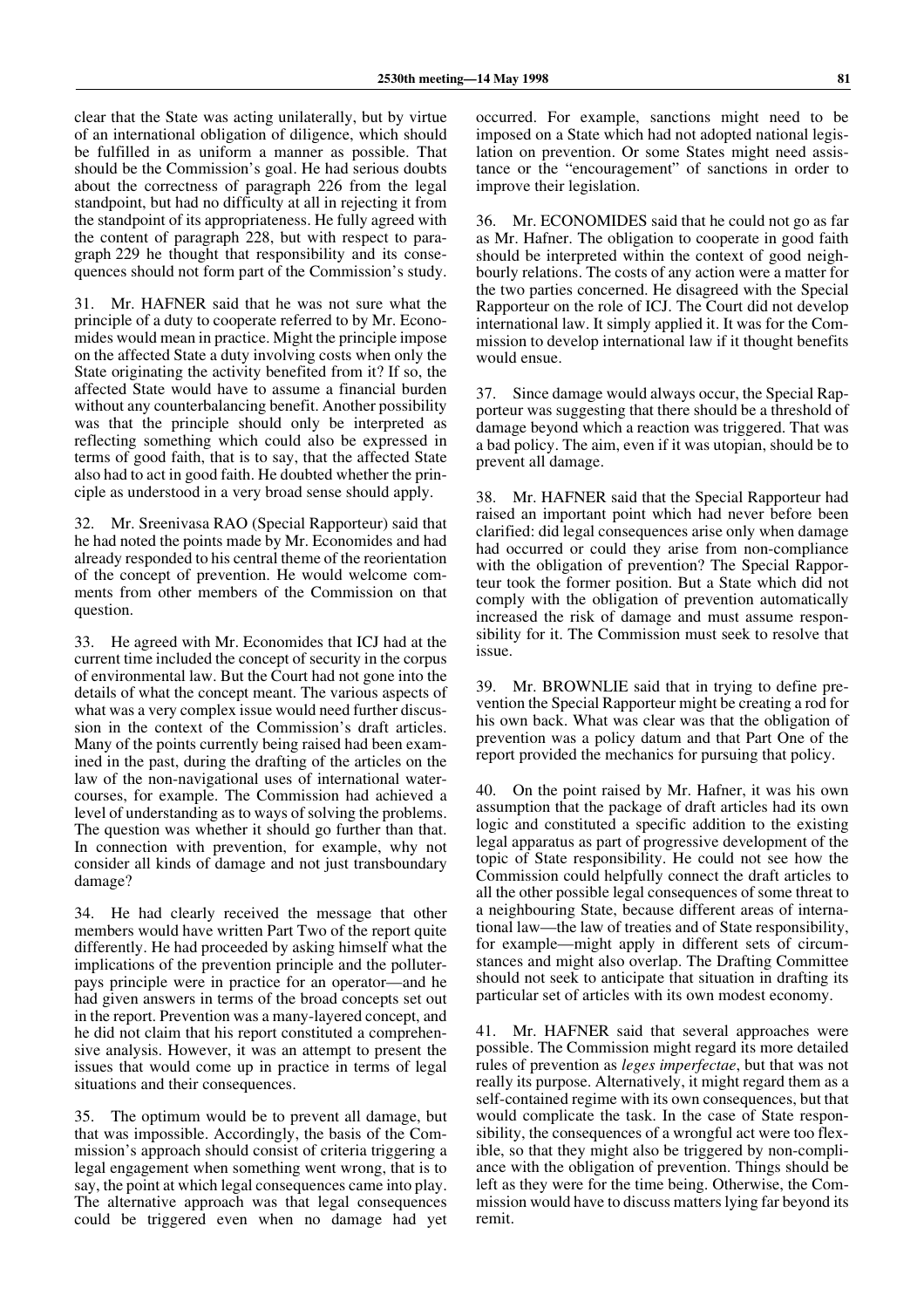clear that the State was acting unilaterally, but by virtue of an international obligation of diligence, which should be fulfilled in as uniform a manner as possible. That should be the Commission's goal. He had serious doubts about the correctness of paragraph 226 from the legal standpoint, but had no difficulty at all in rejecting it from the standpoint of its appropriateness. He fully agreed with the content of paragraph 228, but with respect to paragraph 229 he thought that responsibility and its consequences should not form part of the Commission's study.

31. Mr. HAFNER said that he was not sure what the principle of a duty to cooperate referred to by Mr. Economides would mean in practice. Might the principle impose on the affected State a duty involving costs when only the State originating the activity benefited from it? If so, the affected State would have to assume a financial burden without any counterbalancing benefit. Another possibility was that the principle should only be interpreted as reflecting something which could also be expressed in terms of good faith, that is to say, that the affected State also had to act in good faith. He doubted whether the principle as understood in a very broad sense should apply.

32. Mr. Sreenivasa RAO (Special Rapporteur) said that he had noted the points made by Mr. Economides and had already responded to his central theme of the reorientation of the concept of prevention. He would welcome comments from other members of the Commission on that question.

33. He agreed with Mr. Economides that ICJ had at the current time included the concept of security in the corpus of environmental law. But the Court had not gone into the details of what the concept meant. The various aspects of what was a very complex issue would need further discussion in the context of the Commission's draft articles. Many of the points currently being raised had been examined in the past, during the drafting of the articles on the law of the non-navigational uses of international watercourses, for example. The Commission had achieved a level of understanding as to ways of solving the problems. The question was whether it should go further than that. In connection with prevention, for example, why not consider all kinds of damage and not just transboundary damage?

34. He had clearly received the message that other members would have written Part Two of the report quite differently. He had proceeded by asking himself what the implications of the prevention principle and the polluter-pays principle were in practice for an operator—and he had given answers in terms of the broad concepts set out in the report. Prevention was a many-layered concept, and he did not claim that his report constituted a comprehensive analysis. However, it was an attempt to present the issues that would come up in practice in terms of legal situations and their consequences.

35. The optimum would be to prevent all damage, but that was impossible. Accordingly, the basis of the Commission's approach should consist of criteria triggering a legal engagement when something went wrong, that is to say, the point at which legal consequences came into play. The alternative approach was that legal consequences could be triggered even when no damage had yet occurred. For example, sanctions might need to be imposed on a State which had not adopted national legislation on prevention. Or some States might need assistance or the "encouragement" of sanctions in order to improve their legislation.

36. Mr. ECONOMIDES said that he could not go as far as Mr. Hafner. The obligation to cooperate in good faith should be interpreted within the context of good neighbourly relations. The costs of any action were a matter for the two parties concerned. He disagreed with the Special Rapporteur on the role of ICJ. The Court did not develop international law. It simply applied it. It was for the Commission to develop international law if it thought benefits would ensue.

37. Since damage would always occur, the Special Rapporteur was suggesting that there should be a threshold of damage beyond which a reaction was triggered. That was a bad policy. The aim, even if it was utopian, should be to prevent all damage.

38. Mr. HAFNER said that the Special Rapporteur had raised an important point which had never before been clarified: did legal consequences arise only when damage had occurred or could they arise from non-compliance with the obligation of prevention? The Special Rapporteur took the former position. But a State which did not comply with the obligation of prevention automatically increased the risk of damage and must assume responsibility for it. The Commission must seek to resolve that issue.

39. Mr. BROWNLIE said that in trying to define prevention the Special Rapporteur might be creating a rod for his own back. What was clear was that the obligation of prevention was a policy datum and that Part One of the report provided the mechanics for pursuing that policy.

40. On the point raised by Mr. Hafner, it was his own assumption that the package of draft articles had its own logic and constituted a specific addition to the existing legal apparatus as part of progressive development of the topic of State responsibility. He could not see how the Commission could helpfully connect the draft articles to all the other possible legal consequences of some threat to a neighbouring State, because different areas of international law—the law of treaties and of State responsibility, for example—might apply in different sets of circumstances and might also overlap. The Drafting Committee should not seek to anticipate that situation in drafting its particular set of articles with its own modest economy.

41. Mr. HAFNER said that several approaches were possible. The Commission might regard its more detailed rules of prevention as *leges imperfectae*, but that was not really its purpose. Alternatively, it might regard them as a self-contained regime with its own consequences, but that would complicate the task. In the case of State responsibility, the consequences of a wrongful act were too flexible, so that they might also be triggered by non-compliance with the obligation of prevention. Things should be left as they were for the time being. Otherwise, the Commission would have to discuss matters lying far beyond its remit.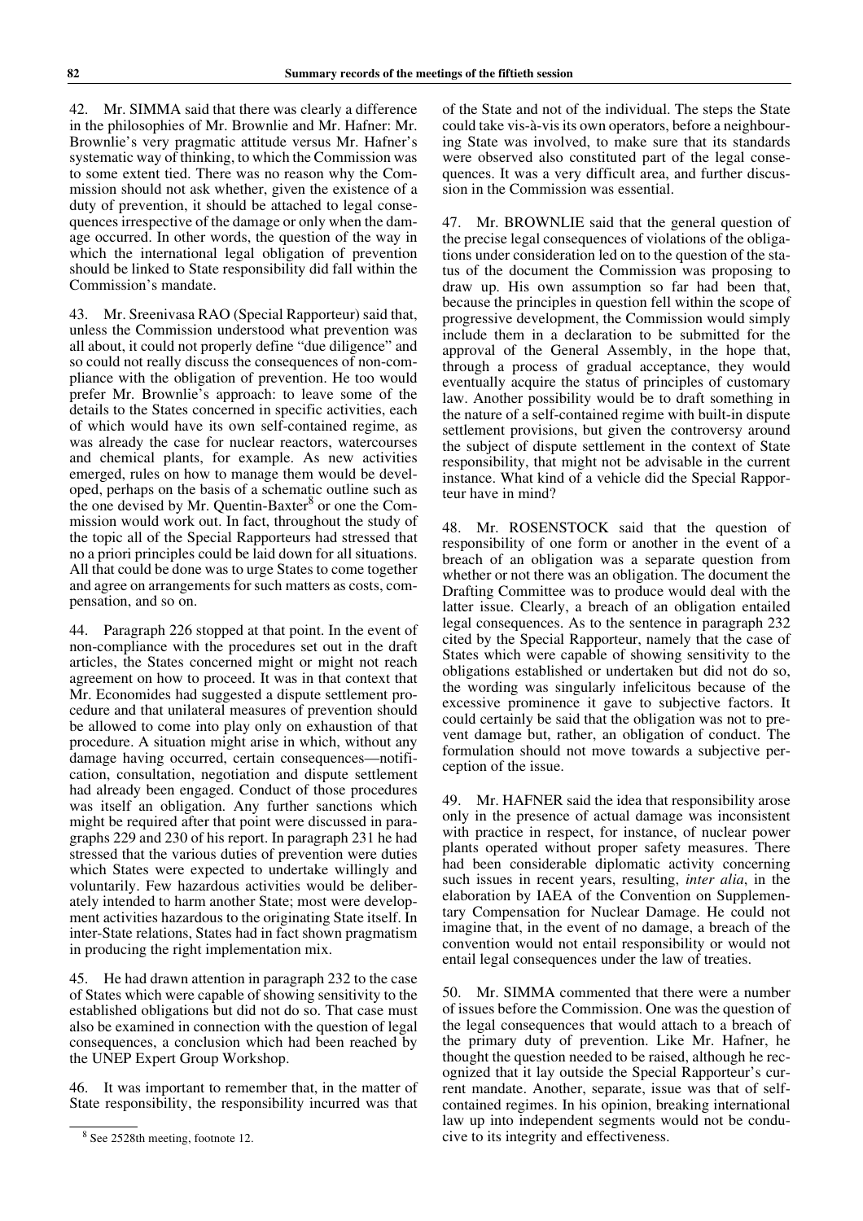42. Mr. SIMMA said that there was clearly a difference in the philosophies of Mr. Brownlie and Mr. Hafner: Mr. Brownlie's very pragmatic attitude versus Mr. Hafner's systematic way of thinking, to which the Commission was to some extent tied. There was no reason why the Commission should not ask whether, given the existence of a duty of prevention, it should be attached to legal consequences irrespective of the damage or only when the damage occurred. In other words, the question of the way in which the international legal obligation of prevention should be linked to State responsibility did fall within the Commission's mandate.

43. Mr. Sreenivasa RAO (Special Rapporteur) said that, unless the Commission understood what prevention was all about, it could not properly define "due diligence" and so could not really discuss the consequences of non-compliance with the obligation of prevention. He too would prefer Mr. Brownlie's approach: to leave some of the details to the States concerned in specific activities, each of which would have its own self-contained regime, as was already the case for nuclear reactors, watercourses and chemical plants, for example. As new activities emerged, rules on how to manage them would be developed, perhaps on the basis of a schematic outline such as the one devised by Mr. Quentin-Baxter[8] or one the Commission would work out. In fact, throughout the study of the topic all of the Special Rapporteurs had stressed that no a priori principles could be laid down for all situations. All that could be done was to urge States to come together and agree on arrangements for such matters as costs, compensation, and so on.

44. Paragraph 226 stopped at that point. In the event of non-compliance with the procedures set out in the draft articles, the States concerned might or might not reach agreement on how to proceed. It was in that context that Mr. Economides had suggested a dispute settlement procedure and that unilateral measures of prevention should be allowed to come into play only on exhaustion of that procedure. A situation might arise in which, without any damage having occurred, certain consequences—notification, consultation, negotiation and dispute settlement had already been engaged. Conduct of those procedures was itself an obligation. Any further sanctions which might be required after that point were discussed in paragraphs 229 and 230 of his report. In paragraph 231 he had stressed that the various duties of prevention were duties which States were expected to undertake willingly and voluntarily. Few hazardous activities would be deliberately intended to harm another State; most were development activities hazardous to the originating State itself. In inter-State relations, States had in fact shown pragmatism in producing the right implementation mix.

45. He had drawn attention in paragraph 232 to the case of States which were capable of showing sensitivity to the established obligations but did not do so. That case must also be examined in connection with the question of legal consequences, a conclusion which had been reached by the UNEP Expert Group Workshop.

46. It was important to remember that, in the matter of State responsibility, the responsibility incurred was that of the State and not of the individual. The steps the State could take vis-à-vis its own operators, before a neighbouring State was involved, to make sure that its standards were observed also constituted part of the legal consequences. It was a very difficult area, and further discussion in the Commission was essential.

47. Mr. BROWNLIE said that the general question of the precise legal consequences of violations of the obligations under consideration led on to the question of the status of the document the Commission was proposing to draw up. His own assumption so far had been that, because the principles in question fell within the scope of progressive development, the Commission would simply include them in a declaration to be submitted for the approval of the General Assembly, in the hope that, through a process of gradual acceptance, they would eventually acquire the status of principles of customary law. Another possibility would be to draft something in the nature of a self-contained regime with built-in dispute settlement provisions, but given the controversy around the subject of dispute settlement in the context of State responsibility, that might not be advisable in the current instance. What kind of a vehicle did the Special Rapporteur have in mind?

48. Mr. ROSENSTOCK said that the question of responsibility of one form or another in the event of a breach of an obligation was a separate question from whether or not there was an obligation. The document the Drafting Committee was to produce would deal with the latter issue. Clearly, a breach of an obligation entailed legal consequences. As to the sentence in paragraph 232 cited by the Special Rapporteur, namely that the case of States which were capable of showing sensitivity to the obligations established or undertaken but did not do so, the wording was singularly infelicitous because of the excessive prominence it gave to subjective factors. It could certainly be said that the obligation was not to prevent damage but, rather, an obligation of conduct. The formulation should not move towards a subjective perception of the issue.

49. Mr. HAFNER said the idea that responsibility arose only in the presence of actual damage was inconsistent with practice in respect, for instance, of nuclear power plants operated without proper safety measures. There had been considerable diplomatic activity concerning such issues in recent years, resulting, *inter alia*, in the elaboration by IAEA of the Convention on Supplementary Compensation for Nuclear Damage. He could not imagine that, in the event of no damage, a breach of the convention would not entail responsibility or would not entail legal consequences under the law of treaties.

50. Mr. SIMMA commented that there were a number of issues before the Commission. One was the question of the legal consequences that would attach to a breach of the primary duty of prevention. Like Mr. Hafner, he thought the question needed to be raised, although he recognized that it lay outside the Special Rapporteur's current mandate. Another, separate, issue was that of self-contained regimes. In his opinion, breaking international law up into independent segments would not be conducive to its integrity and effectiveness.

[8] See 2528th meeting, footnote 12.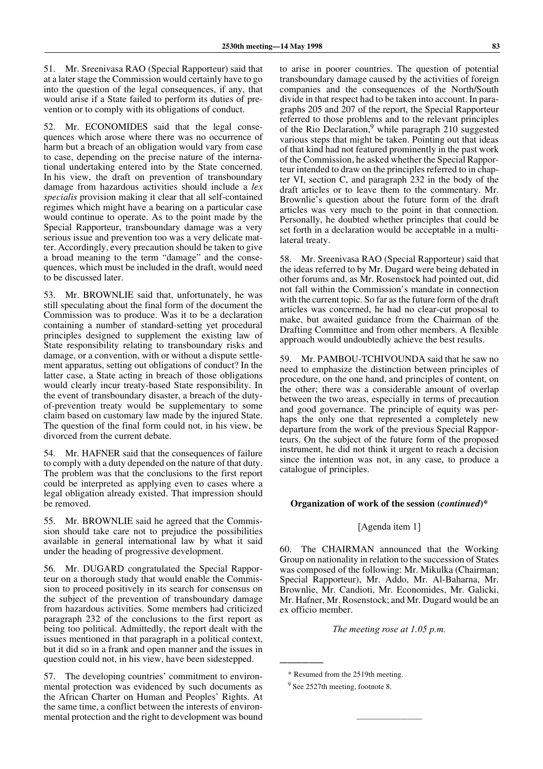51. Mr. Sreenivasa RAO (Special Rapporteur) said that at a later stage the Commission would certainly have to go into the question of the legal consequences, if any, that would arise if a State failed to perform its duties of prevention or to comply with its obligations of conduct.

52. Mr. ECONOMIDES said that the legal consequences which arose where there was no occurrence of harm but a breach of an obligation would vary from case to case, depending on the precise nature of the international undertaking entered into by the State concerned. In his view, the draft on prevention of transboundary damage from hazardous activities should include a *lex specialis* provision making it clear that all self-contained regimes which might have a bearing on a particular case would continue to operate. As to the point made by the Special Rapporteur, transboundary damage was a very serious issue and prevention too was a very delicate matter. Accordingly, every precaution should be taken to give a broad meaning to the term "damage" and the consequences, which must be included in the draft, would need to be discussed later.

53. Mr. BROWNLIE said that, unfortunately, he was still speculating about the final form of the document the Commission was to produce. Was it to be a declaration containing a number of standard-setting yet procedural principles designed to supplement the existing law of State responsibility relating to transboundary risks and damage, or a convention, with or without a dispute settlement apparatus, setting out obligations of conduct? In the latter case, a State acting in breach of those obligations would clearly incur treaty-based State responsibility. In the event of transboundary disaster, a breach of the duty-of-prevention treaty would be supplementary to some claim based on customary law made by the injured State. The question of the final form could not, in his view, be divorced from the current debate.

54. Mr. HAFNER said that the consequences of failure to comply with a duty depended on the nature of that duty. The problem was that the conclusions to the first report could be interpreted as applying even to cases where a legal obligation already existed. That impression should be removed.

55. Mr. BROWNLIE said he agreed that the Commission should take care not to prejudice the possibilities available in general international law by what it said under the heading of progressive development.

56. Mr. DUGARD congratulated the Special Rapporteur on a thorough study that would enable the Commission to proceed positively in its search for consensus on the subject of the prevention of transboundary damage from hazardous activities. Some members had criticized paragraph 232 of the conclusions to the first report as being too political. Admittedly, the report dealt with the issues mentioned in that paragraph in a political context, but it did so in a frank and open manner and the issues in question could not, in his view, have been sidestepped.

57. The developing countries' commitment to environmental protection was evidenced by such documents as the African Charter on Human and Peoples' Rights. At the same time, a conflict between the interests of environmental protection and the right to development was bound to arise in poorer countries. The question of potential transboundary damage caused by the activities of foreign companies and the consequences of the North/South divide in that respect had to be taken into account. In paragraphs 205 and 207 of the report, the Special Rapporteur referred to those problems and to the relevant principles of the Rio Declaration,[9] while paragraph 210 suggested various steps that might be taken. Pointing out that ideas of that kind had not featured prominently in the past work of the Commission, he asked whether the Special Rapporteur intended to draw on the principles referred to in chapter VI, section C, and paragraph 232 in the body of the draft articles or to leave them to the commentary. Mr. Brownlie's question about the future form of the draft articles was very much to the point in that connection. Personally, he doubted whether principles that could be set forth in a declaration would be acceptable in a multilateral treaty.

58. Mr. Sreenivasa RAO (Special Rapporteur) said that the ideas referred to by Mr. Dugard were being debated in other forums and, as Mr. Rosenstock had pointed out, did not fall within the Commission's mandate in connection with the current topic. So far as the future form of the draft articles was concerned, he had no clear-cut proposal to make, but awaited guidance from the Chairman of the Drafting Committee and from other members. A flexible approach would undoubtedly achieve the best results.

59. Mr. PAMBOU-TCHIVOUNDA said that he saw no need to emphasize the distinction between principles of procedure, on the one hand, and principles of content, on the other; there was a considerable amount of overlap between the two areas, especially in terms of precaution and good governance. The principle of equity was perhaps the only one that represented a completely new departure from the work of the previous Special Rapporteurs. On the subject of the future form of the proposed instrument, he did not think it urgent to reach a decision since the intention was not, in any case, to produce a catalogue of principles.

## Organization of work of the session (*continued*)*

[Agenda item 1]

60. The CHAIRMAN announced that the Working Group on nationality in relation to the succession of States was composed of the following: Mr. Mikulka (Chairman; Special Rapporteur), Mr. Addo, Mr. Al-Baharna, Mr. Brownlie, Mr. Candioti, Mr. Economides, Mr. Galicki, Mr. Hafner, Mr. Rosenstock; and Mr. Dugard would be an ex officio member.

*The meeting rose at 1.05 p.m.*

---

\* Resumed from the 2519th meeting.

[9] See 2527th meeting, footnote 8.